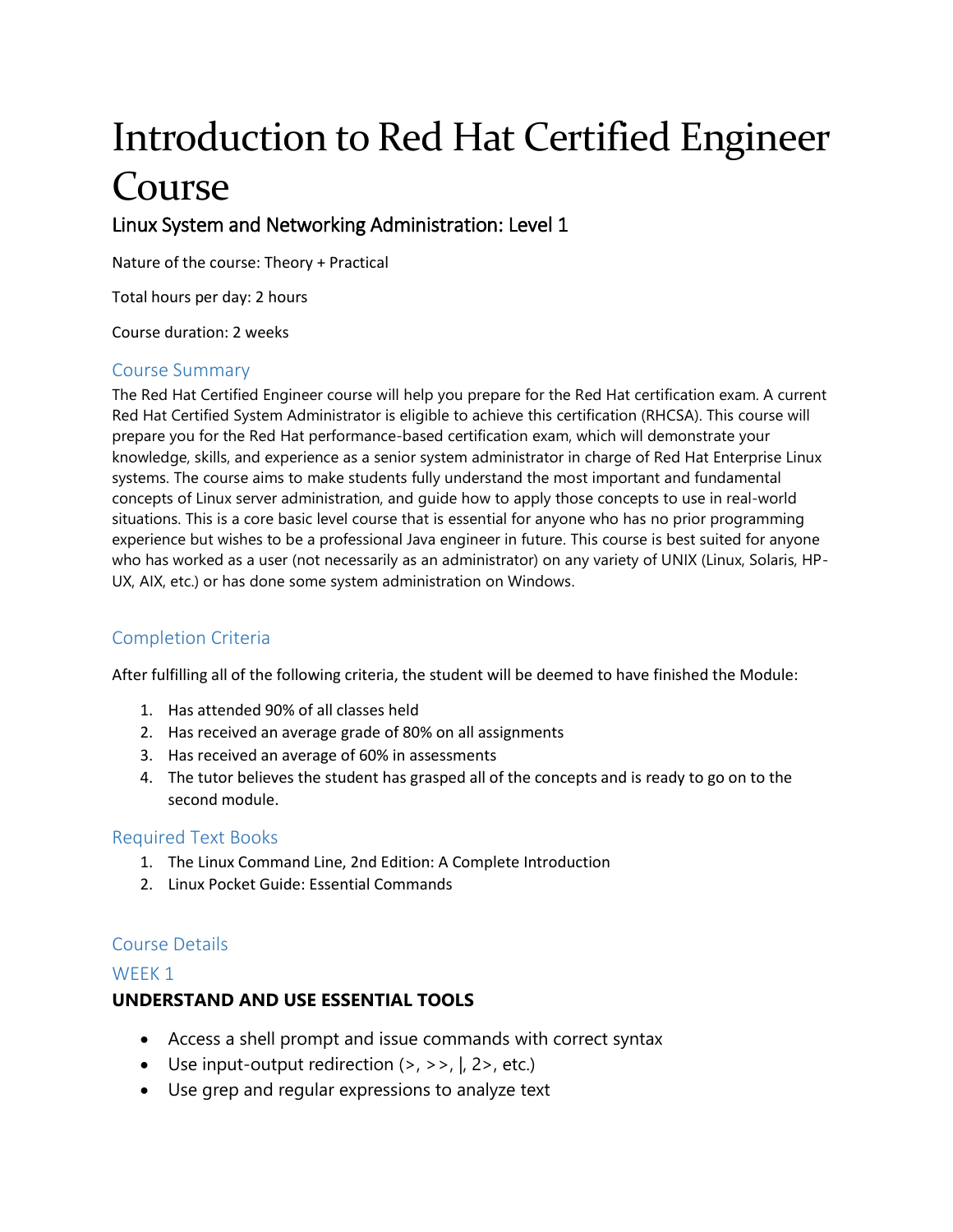# Introduction to Red Hat Certified Engineer Course

## Linux System and Networking Administration: Level 1

Nature of the course: Theory + Practical

Total hours per day: 2 hours

Course duration: 2 weeks

### Course Summary

The Red Hat Certified Engineer course will help you prepare for the Red Hat certification exam. A current Red Hat Certified System Administrator is eligible to achieve this certification (RHCSA). This course will prepare you for the Red Hat performance-based certification exam, which will demonstrate your knowledge, skills, and experience as a senior system administrator in charge of Red Hat Enterprise Linux systems. The course aims to make students fully understand the most important and fundamental concepts of Linux server administration, and guide how to apply those concepts to use in real-world situations. This is a core basic level course that is essential for anyone who has no prior programming experience but wishes to be a professional Java engineer in future. This course is best suited for anyone who has worked as a user (not necessarily as an administrator) on any variety of UNIX (Linux, Solaris, HP-UX, AIX, etc.) or has done some system administration on Windows.

### Completion Criteria

After fulfilling all of the following criteria, the student will be deemed to have finished the Module:

1. Has attended 90% of all classes held
2. Has received an average grade of 80% on all assignments
3. Has received an average of 60% in assessments
4. The tutor believes the student has grasped all of the concepts and is ready to go on to the second module.

### Required Text Books

1. The Linux Command Line, 2nd Edition: A Complete Introduction
2. Linux Pocket Guide: Essential Commands

### Course Details

### WEEK 1

**UNDERSTAND AND USE ESSENTIAL TOOLS**

- Access a shell prompt and issue commands with correct syntax
- Use input-output redirection (>, >>, |, 2>, etc.)
- Use grep and regular expressions to analyze text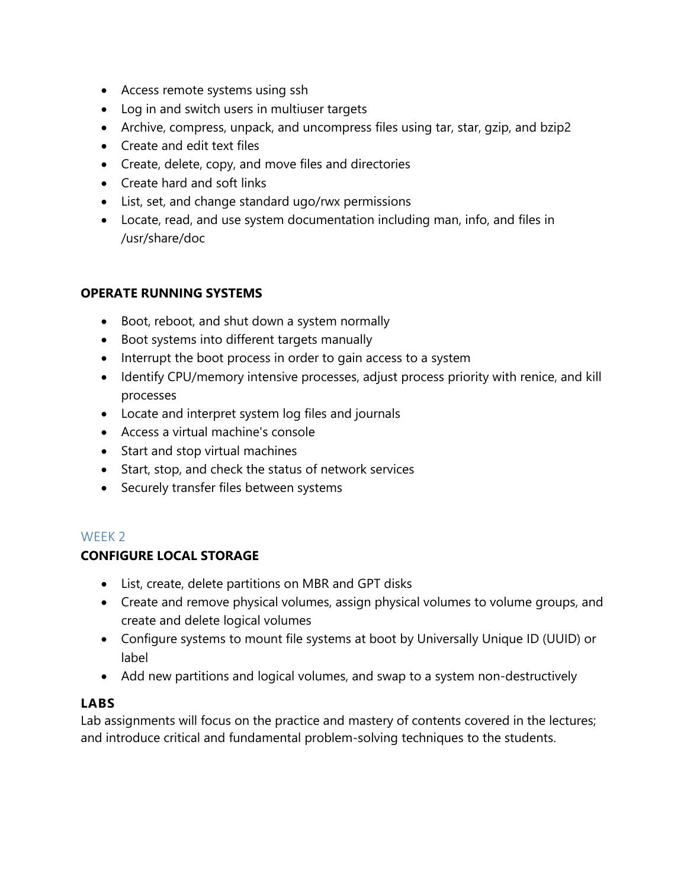- Access remote systems using ssh
- Log in and switch users in multiuser targets
- Archive, compress, unpack, and uncompress files using tar, star, gzip, and bzip2
- Create and edit text files
- Create, delete, copy, and move files and directories
- Create hard and soft links
- List, set, and change standard ugo/rwx permissions
- Locate, read, and use system documentation including man, info, and files in /usr/share/doc

**OPERATE RUNNING SYSTEMS**

- Boot, reboot, and shut down a system normally
- Boot systems into different targets manually
- Interrupt the boot process in order to gain access to a system
- Identify CPU/memory intensive processes, adjust process priority with renice, and kill processes
- Locate and interpret system log files and journals
- Access a virtual machine's console
- Start and stop virtual machines
- Start, stop, and check the status of network services
- Securely transfer files between systems

## WEEK 2

**CONFIGURE LOCAL STORAGE**

- List, create, delete partitions on MBR and GPT disks
- Create and remove physical volumes, assign physical volumes to volume groups, and create and delete logical volumes
- Configure systems to mount file systems at boot by Universally Unique ID (UUID) or label
- Add new partitions and logical volumes, and swap to a system non-destructively

**LABS**

Lab assignments will focus on the practice and mastery of contents covered in the lectures; and introduce critical and fundamental problem-solving techniques to the students.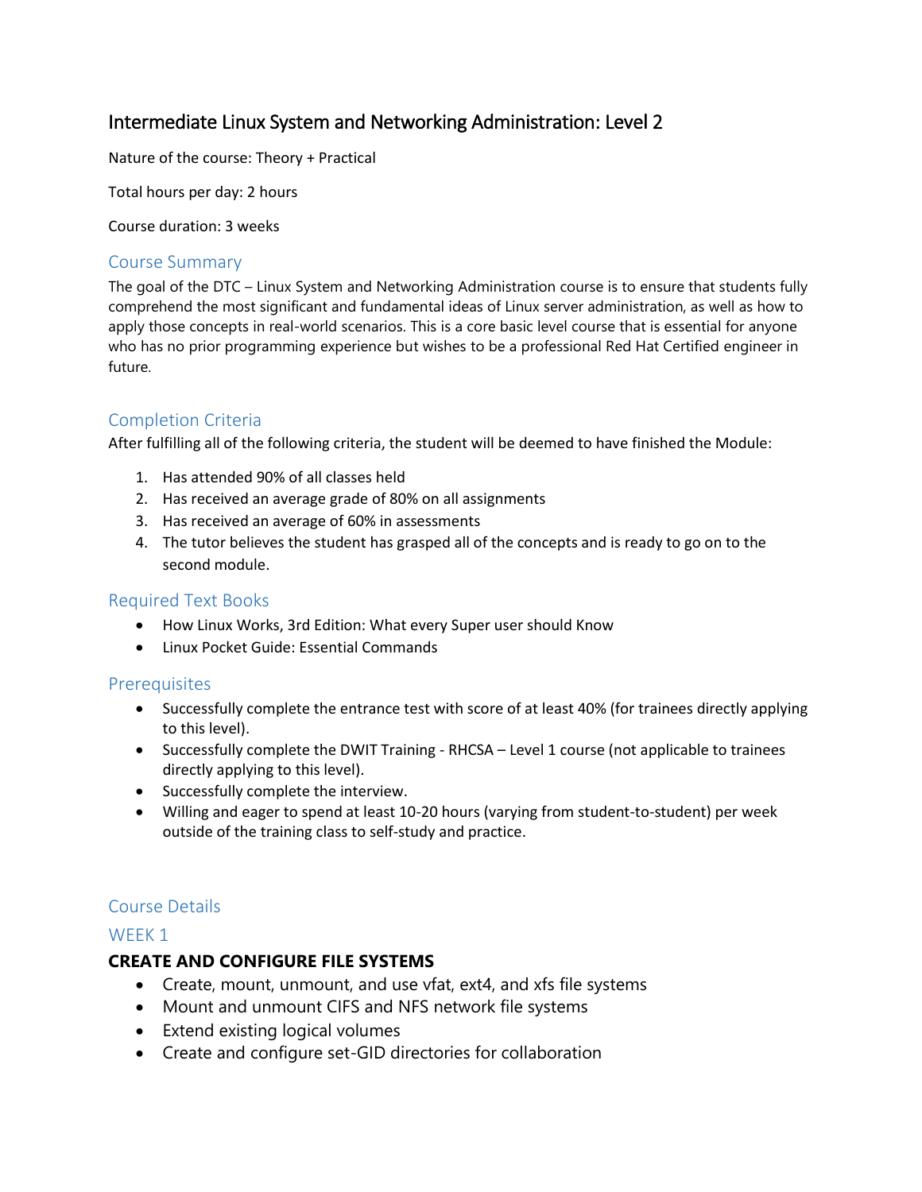# Intermediate Linux System and Networking Administration: Level 2

Nature of the course: Theory + Practical

Total hours per day: 2 hours

Course duration: 3 weeks

## Course Summary

The goal of the DTC – Linux System and Networking Administration course is to ensure that students fully comprehend the most significant and fundamental ideas of Linux server administration, as well as how to apply those concepts in real-world scenarios. This is a core basic level course that is essential for anyone who has no prior programming experience but wishes to be a professional Red Hat Certified engineer in future.

## Completion Criteria

After fulfilling all of the following criteria, the student will be deemed to have finished the Module:

1. Has attended 90% of all classes held
2. Has received an average grade of 80% on all assignments
3. Has received an average of 60% in assessments
4. The tutor believes the student has grasped all of the concepts and is ready to go on to the second module.

## Required Text Books

- How Linux Works, 3rd Edition: What every Super user should Know
- Linux Pocket Guide: Essential Commands

## Prerequisites

- Successfully complete the entrance test with score of at least 40% (for trainees directly applying to this level).
- Successfully complete the DWIT Training - RHCSA – Level 1 course (not applicable to trainees directly applying to this level).
- Successfully complete the interview.
- Willing and eager to spend at least 10-20 hours (varying from student-to-student) per week outside of the training class to self-study and practice.

## Course Details

## WEEK 1

### CREATE AND CONFIGURE FILE SYSTEMS

- Create, mount, unmount, and use vfat, ext4, and xfs file systems
- Mount and unmount CIFS and NFS network file systems
- Extend existing logical volumes
- Create and configure set-GID directories for collaboration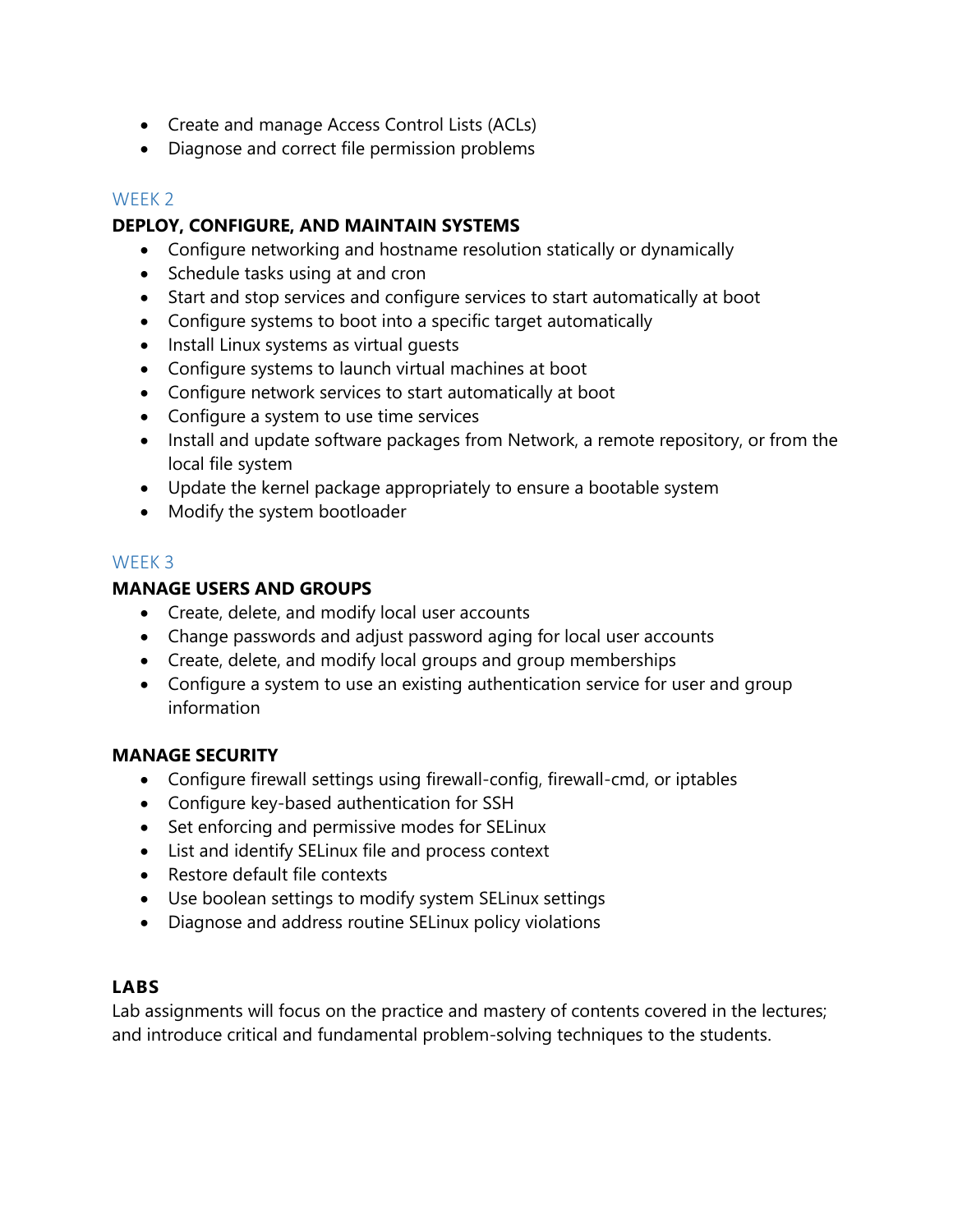- Create and manage Access Control Lists (ACLs)
- Diagnose and correct file permission problems

## WEEK 2

**DEPLOY, CONFIGURE, AND MAINTAIN SYSTEMS**

- Configure networking and hostname resolution statically or dynamically
- Schedule tasks using at and cron
- Start and stop services and configure services to start automatically at boot
- Configure systems to boot into a specific target automatically
- Install Linux systems as virtual guests
- Configure systems to launch virtual machines at boot
- Configure network services to start automatically at boot
- Configure a system to use time services
- Install and update software packages from Network, a remote repository, or from the local file system
- Update the kernel package appropriately to ensure a bootable system
- Modify the system bootloader

## WEEK 3

**MANAGE USERS AND GROUPS**

- Create, delete, and modify local user accounts
- Change passwords and adjust password aging for local user accounts
- Create, delete, and modify local groups and group memberships
- Configure a system to use an existing authentication service for user and group information

**MANAGE SECURITY**

- Configure firewall settings using firewall-config, firewall-cmd, or iptables
- Configure key-based authentication for SSH
- Set enforcing and permissive modes for SELinux
- List and identify SELinux file and process context
- Restore default file contexts
- Use boolean settings to modify system SELinux settings
- Diagnose and address routine SELinux policy violations

## LABS

Lab assignments will focus on the practice and mastery of contents covered in the lectures; and introduce critical and fundamental problem-solving techniques to the students.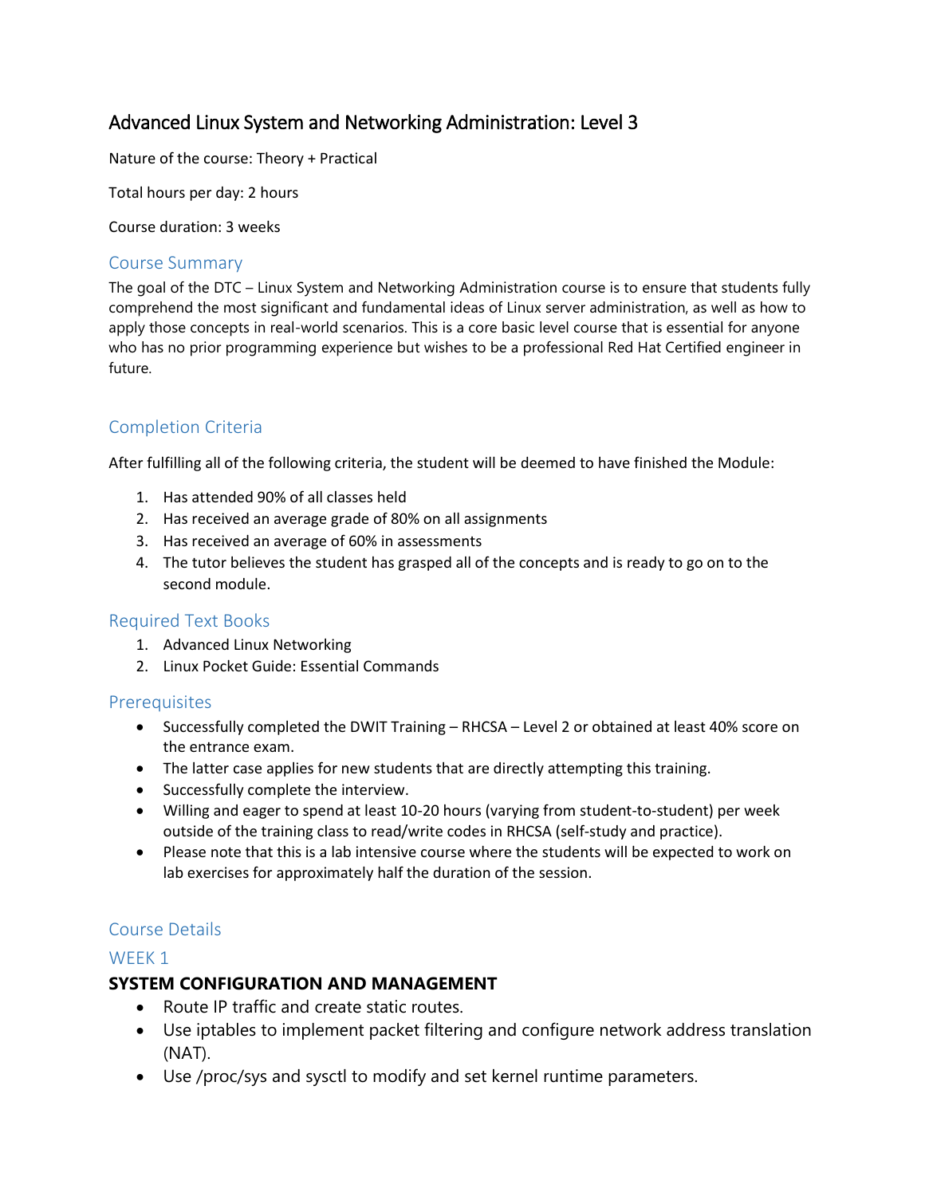# Advanced Linux System and Networking Administration: Level 3

Nature of the course: Theory + Practical

Total hours per day: 2 hours

Course duration: 3 weeks

## Course Summary

The goal of the DTC – Linux System and Networking Administration course is to ensure that students fully comprehend the most significant and fundamental ideas of Linux server administration, as well as how to apply those concepts in real-world scenarios. This is a core basic level course that is essential for anyone who has no prior programming experience but wishes to be a professional Red Hat Certified engineer in future.

## Completion Criteria

After fulfilling all of the following criteria, the student will be deemed to have finished the Module:

1. Has attended 90% of all classes held
2. Has received an average grade of 80% on all assignments
3. Has received an average of 60% in assessments
4. The tutor believes the student has grasped all of the concepts and is ready to go on to the second module.

## Required Text Books

1. Advanced Linux Networking
2. Linux Pocket Guide: Essential Commands

## Prerequisites

- Successfully completed the DWIT Training – RHCSA – Level 2 or obtained at least 40% score on the entrance exam.
- The latter case applies for new students that are directly attempting this training.
- Successfully complete the interview.
- Willing and eager to spend at least 10-20 hours (varying from student-to-student) per week outside of the training class to read/write codes in RHCSA (self-study and practice).
- Please note that this is a lab intensive course where the students will be expected to work on lab exercises for approximately half the duration of the session.

## Course Details

## WEEK 1

### SYSTEM CONFIGURATION AND MANAGEMENT

- Route IP traffic and create static routes.
- Use iptables to implement packet filtering and configure network address translation (NAT).
- Use /proc/sys and sysctl to modify and set kernel runtime parameters.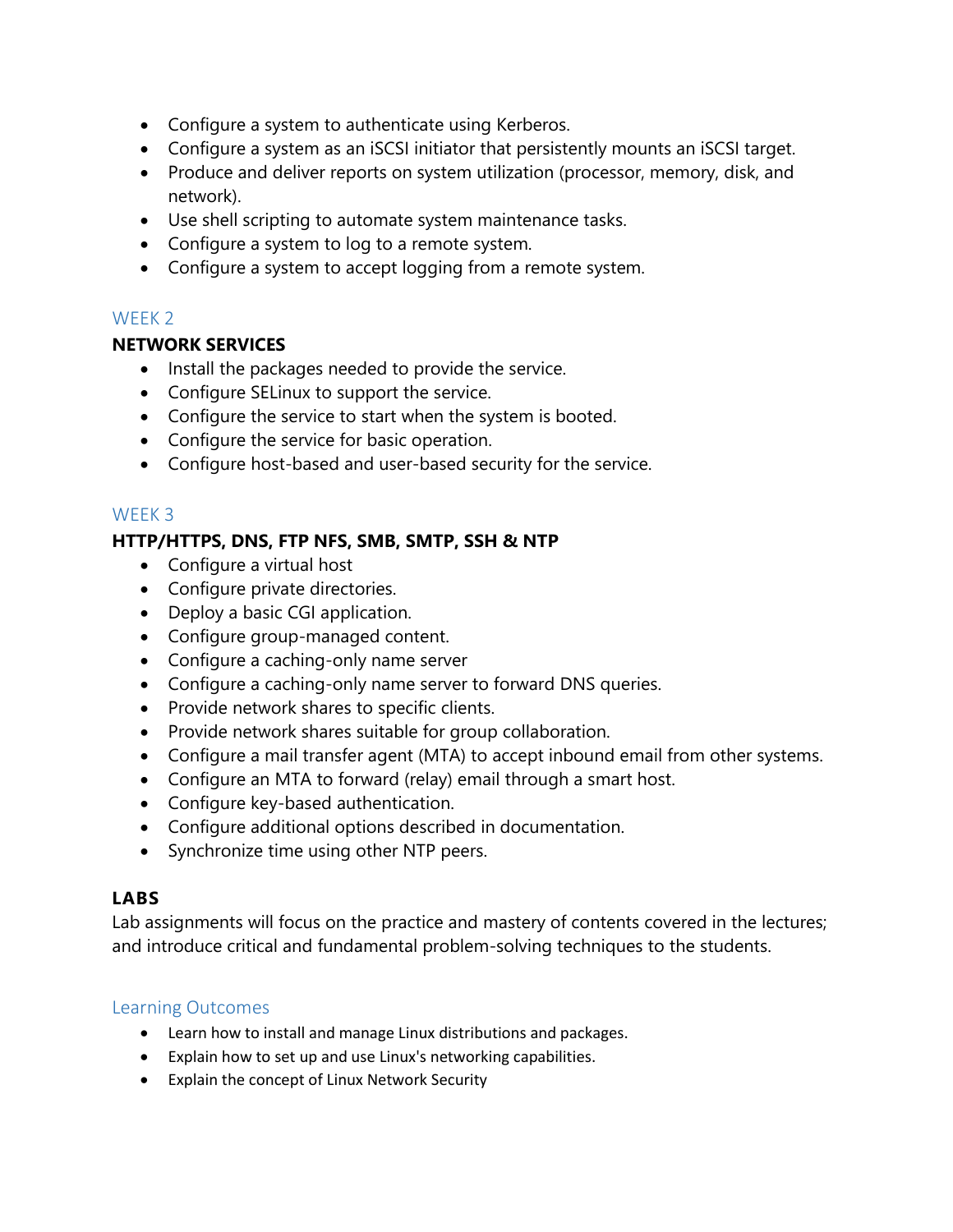- Configure a system to authenticate using Kerberos.
- Configure a system as an iSCSI initiator that persistently mounts an iSCSI target.
- Produce and deliver reports on system utilization (processor, memory, disk, and network).
- Use shell scripting to automate system maintenance tasks.
- Configure a system to log to a remote system.
- Configure a system to accept logging from a remote system.

## WEEK 2

### NETWORK SERVICES

- Install the packages needed to provide the service.
- Configure SELinux to support the service.
- Configure the service to start when the system is booted.
- Configure the service for basic operation.
- Configure host-based and user-based security for the service.

## WEEK 3

### HTTP/HTTPS, DNS, FTP NFS, SMB, SMTP, SSH & NTP

- Configure a virtual host
- Configure private directories.
- Deploy a basic CGI application.
- Configure group-managed content.
- Configure a caching-only name server
- Configure a caching-only name server to forward DNS queries.
- Provide network shares to specific clients.
- Provide network shares suitable for group collaboration.
- Configure a mail transfer agent (MTA) to accept inbound email from other systems.
- Configure an MTA to forward (relay) email through a smart host.
- Configure key-based authentication.
- Configure additional options described in documentation.
- Synchronize time using other NTP peers.

### LABS

Lab assignments will focus on the practice and mastery of contents covered in the lectures; and introduce critical and fundamental problem-solving techniques to the students.

## Learning Outcomes

- Learn how to install and manage Linux distributions and packages.
- Explain how to set up and use Linux's networking capabilities.
- Explain the concept of Linux Network Security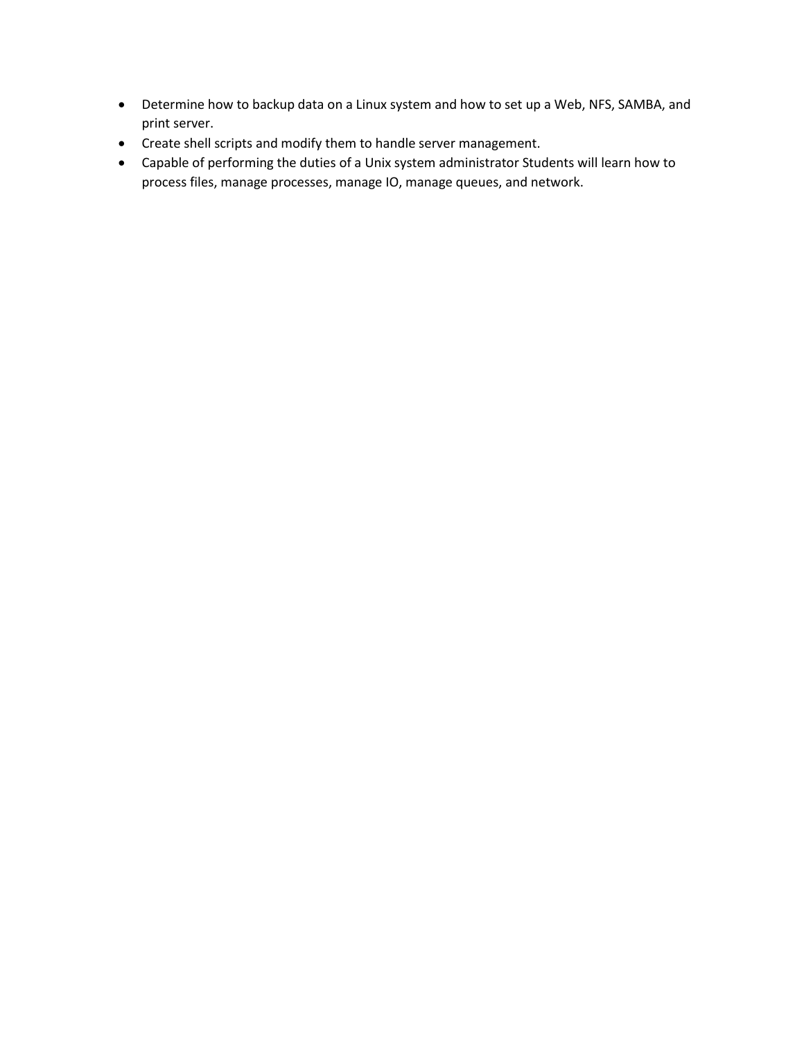- Determine how to backup data on a Linux system and how to set up a Web, NFS, SAMBA, and print server.
- Create shell scripts and modify them to handle server management.
- Capable of performing the duties of a Unix system administrator Students will learn how to process files, manage processes, manage IO, manage queues, and network.